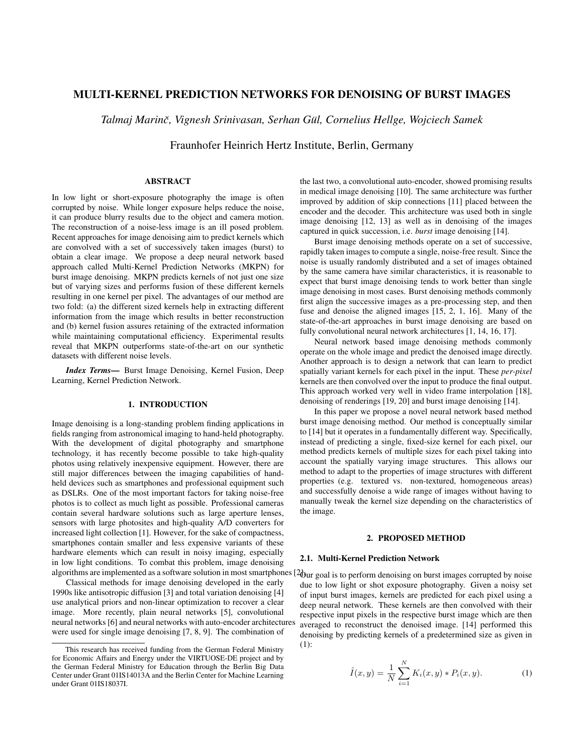# MULTI-KERNEL PREDICTION NETWORKS FOR DENOISING OF BURST IMAGES

*Talmaj Marinč, Vignesh Srinivasan, Serhan Gül, Cornelius Hellge, Wojciech Samek*

Fraunhofer Heinrich Hertz Institute, Berlin, Germany

## ABSTRACT

In low light or short-exposure photography the image is often corrupted by noise. While longer exposure helps reduce the noise, it can produce blurry results due to the object and camera motion. The reconstruction of a noise-less image is an ill posed problem. Recent approaches for image denoising aim to predict kernels which are convolved with a set of successively taken images (burst) to obtain a clear image. We propose a deep neural network based approach called Multi-Kernel Prediction Networks (MKPN) for burst image denoising. MKPN predicts kernels of not just one size but of varying sizes and performs fusion of these different kernels resulting in one kernel per pixel. The advantages of our method are two fold: (a) the different sized kernels help in extracting different information from the image which results in better reconstruction and (b) kernel fusion assures retaining of the extracted information while maintaining computational efficiency. Experimental results reveal that MKPN outperforms state-of-the-art on our synthetic datasets with different noise levels.

***Index Terms*—** Burst Image Denoising, Kernel Fusion, Deep Learning, Kernel Prediction Network.

## 1. INTRODUCTION

Image denoising is a long-standing problem finding applications in fields ranging from astronomical imaging to hand-held photography. With the development of digital photography and smartphone technology, it has recently become possible to take high-quality photos using relatively inexpensive equipment. However, there are still major differences between the imaging capabilities of hand-held devices such as smartphones and professional equipment such as DSLRs. One of the most important factors for taking noise-free photos is to collect as much light as possible. Professional cameras contain several hardware solutions such as large aperture lenses, sensors with large photosites and high-quality A/D converters for increased light collection [1]. However, for the sake of compactness, smartphones contain smaller and less expensive variants of these hardware elements which can result in noisy imaging, especially in low light conditions. To combat this problem, image denoising algorithms are implemented as a software solution in most smartphones [2].

Classical methods for image denoising developed in the early 1990s like antisotropic diffusion [3] and total variation denoising [4] use analytical priors and non-linear optimization to recover a clear image. More recently, plain neural networks [5], convolutional neural networks [6] and neural networks with auto-encoder architectures were used for single image denoising [7, 8, 9]. The combination of the last two, a convolutional auto-encoder, showed promising results in medical image denoising [10]. The same architecture was further improved by addition of skip connections [11] placed between the encoder and the decoder. This architecture was used both in single image denoising [12, 13] as well as in denoising of the images captured in quick succession, i.e. *burst* image denoising [14].

Burst image denoising methods operate on a set of successive, rapidly taken images to compute a single, noise-free result. Since the noise is usually randomly distributed and a set of images obtained by the same camera have similar characteristics, it is reasonable to expect that burst image denoising tends to work better than single image denoising in most cases. Burst denoising methods commonly first align the successive images as a pre-processing step, and then fuse and denoise the aligned images [15, 2, 1, 16]. Many of the state-of-the-art approaches in burst image denoising are based on fully convolutional neural network architectures [1, 14, 16, 17].

Neural network based image denoising methods commonly operate on the whole image and predict the denoised image directly. Another approach is to design a network that can learn to predict spatially variant kernels for each pixel in the input. These *per-pixel* kernels are then convolved over the input to produce the final output. This approach worked very well in video frame interpolation [18], denoising of renderings [19, 20] and burst image denoising [14].

In this paper we propose a novel neural network based method burst image denoising method. Our method is conceptually similar to [14] but it operates in a fundamentally different way. Specifically, instead of predicting a single, fixed-size kernel for each pixel, our method predicts kernels of multiple sizes for each pixel taking into account the spatially varying image structures. This allows our method to adapt to the properties of image structures with different properties (e.g. textured vs. non-textured, homogeneous areas) and successfully denoise a wide range of images without having to manually tweak the kernel size depending on the characteristics of the image.

## 2. PROPOSED METHOD

### 2.1. Multi-Kernel Prediction Network

Our goal is to perform denoising on burst images corrupted by noise due to low light or shot exposure photography. Given a noisy set of input burst images, kernels are predicted for each pixel using a deep neural network. These kernels are then convolved with their respective input pixels in the respective burst image which are then averaged to reconstruct the denoised image. [14] performed this denoising by predicting kernels of a predetermined size as given in (1):

$$\hat{I}(x,y) = \frac{1}{N} \sum_{i=1}^{N} K_i(x,y) * P_i(x,y). \tag{1}$$

This research has received funding from the German Federal Ministry for Economic Affairs and Energy under the VIRTUOSE-DE project and by the German Federal Ministry for Education through the Berlin Big Data Center under Grant 01IS14013A and the Berlin Center for Machine Learning under Grant 01IS18037I.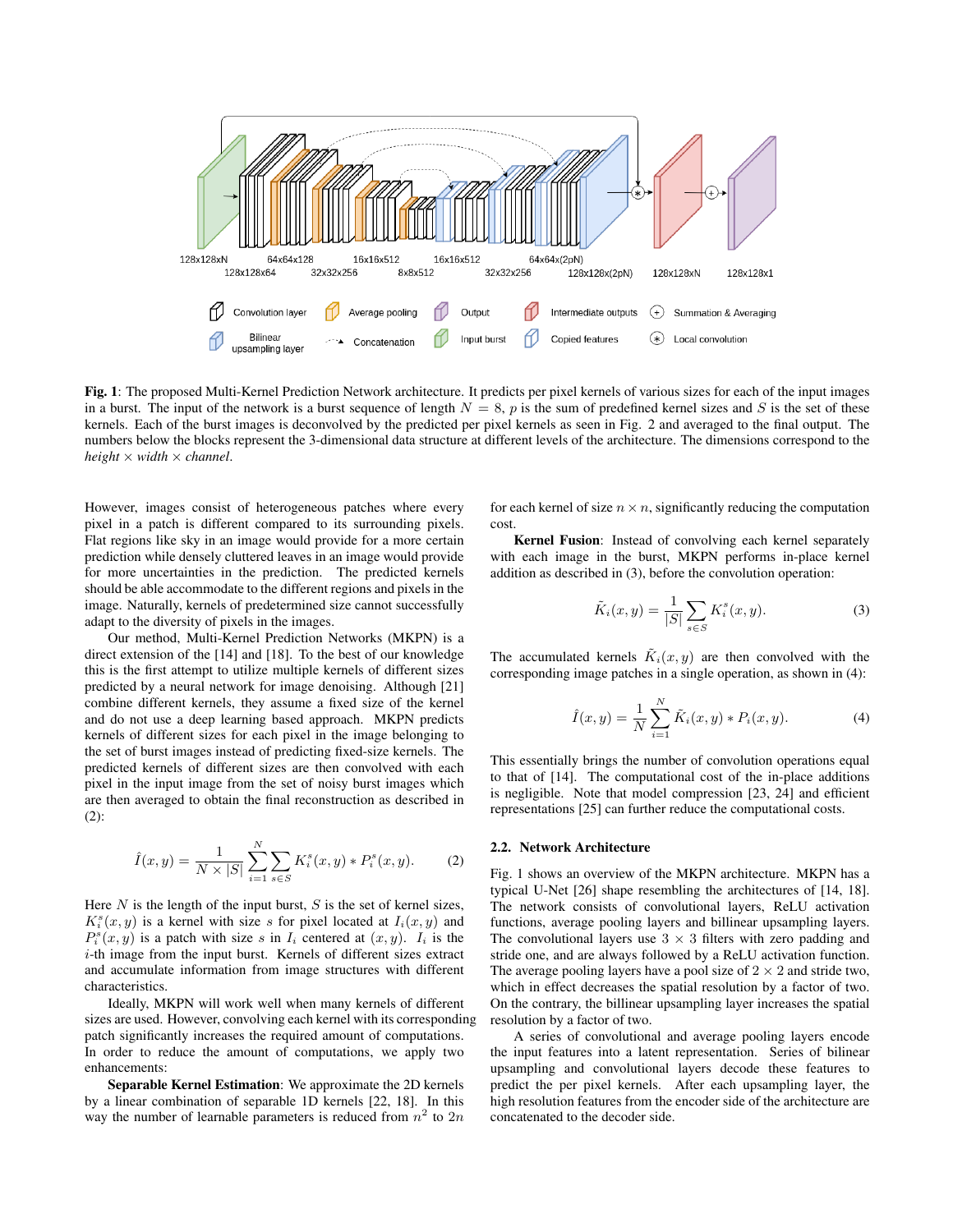**Fig. 1**: The proposed Multi-Kernel Prediction Network architecture. It predicts per pixel kernels of various sizes for each of the input images in a burst. The input of the network is a burst sequence of length $N = 8$, $p$ is the sum of predefined kernel sizes and $S$ is the set of these kernels. Each of the burst images is deconvolved by the predicted per pixel kernels as seen in Fig. 2 and averaged to the final output. The numbers below the blocks represent the 3-dimensional data structure at different levels of the architecture. The dimensions correspond to the *height* × *width* × *channel*.

However, images consist of heterogeneous patches where every pixel in a patch is different compared to its surrounding pixels. Flat regions like sky in an image would provide for a more certain prediction while densely cluttered leaves in an image would provide for more uncertainties in the prediction. The predicted kernels should be able accommodate to the different regions and pixels in the image. Naturally, kernels of predetermined size cannot successfully adapt to the diversity of pixels in the images.

Our method, Multi-Kernel Prediction Networks (MKPN) is a direct extension of the [14] and [18]. To the best of our knowledge this is the first attempt to utilize multiple kernels of different sizes predicted by a neural network for image denoising. Although [21] combine different kernels, they assume a fixed size of the kernel and do not use a deep learning based approach. MKPN predicts kernels of different sizes for each pixel in the image belonging to the set of burst images instead of predicting fixed-size kernels. The predicted kernels of different sizes are then convolved with each pixel in the input image from the set of noisy burst images which are then averaged to obtain the final reconstruction as described in (2):

$$\hat{I}(x, y) = \frac{1}{N \times |S|} \sum_{i=1}^{N} \sum_{s \in S} K_i^s(x, y) * P_i^s(x, y). \tag{2}$$

Here $N$ is the length of the input burst, $S$ is the set of kernel sizes, $K_i^s(x, y)$ is a kernel with size $s$ for pixel located at $I_i(x, y)$ and $P_i^s(x, y)$ is a patch with size $s$ in $I_i$ centered at $(x, y)$. $I_i$ is the $i$-th image from the input burst. Kernels of different sizes extract and accumulate information from image structures with different characteristics.

Ideally, MKPN will work well when many kernels of different sizes are used. However, convolving each kernel with its corresponding patch significantly increases the required amount of computations. In order to reduce the amount of computations, we apply two enhancements:

**Separable Kernel Estimation**: We approximate the 2D kernels by a linear combination of separable 1D kernels [22, 18]. In this way the number of learnable parameters is reduced from $n^2$ to $2n$ for each kernel of size $n \times n$, significantly reducing the computation cost.

**Kernel Fusion**: Instead of convolving each kernel separately with each image in the burst, MKPN performs in-place kernel addition as described in (3), before the convolution operation:

$$\tilde{K}_i(x, y) = \frac{1}{|S|} \sum_{s \in S} K_i^s(x, y). \tag{3}$$

The accumulated kernels $\tilde{K}_i(x, y)$ are then convolved with the corresponding image patches in a single operation, as shown in (4):

$$\hat{I}(x, y) = \frac{1}{N} \sum_{i=1}^{N} \tilde{K}_i(x, y) * P_i(x, y). \tag{4}$$

This essentially brings the number of convolution operations equal to that of [14]. The computational cost of the in-place additions is negligible. Note that model compression [23, 24] and efficient representations [25] can further reduce the computational costs.

### 2.2. Network Architecture

Fig. 1 shows an overview of the MKPN architecture. MKPN has a typical U-Net [26] shape resembling the architectures of [14, 18]. The network consists of convolutional layers, ReLU activation functions, average pooling layers and billinear upsampling layers. The convolutional layers use $3 \times 3$ filters with zero padding and stride one, and are always followed by a ReLU activation function. The average pooling layers have a pool size of $2 \times 2$ and stride two, which in effect decreases the spatial resolution by a factor of two. On the contrary, the billinear upsampling layer increases the spatial resolution by a factor of two.

A series of convolutional and average pooling layers encode the input features into a latent representation. Series of bilinear upsampling and convolutional layers decode these features to predict the per pixel kernels. After each upsampling layer, the high resolution features from the encoder side of the architecture are concatenated to the decoder side.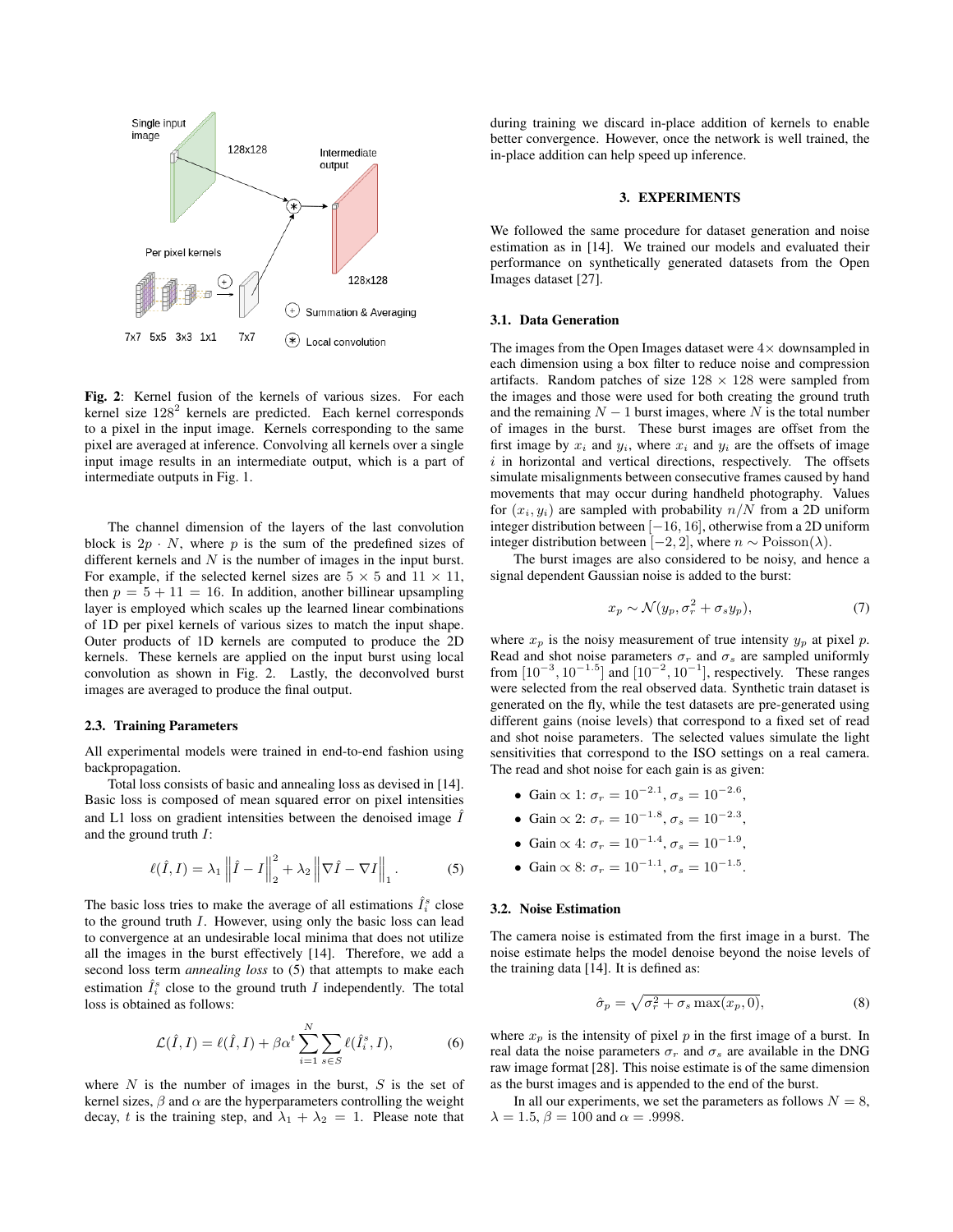**Fig. 2**: Kernel fusion of the kernels of various sizes. For each kernel size $128^2$ kernels are predicted. Each kernel corresponds to a pixel in the input image. Kernels corresponding to the same pixel are averaged at inference. Convolving all kernels over a single input image results in an intermediate output, which is a part of intermediate outputs in Fig. 1.

The channel dimension of the layers of the last convolution block is $2p \cdot N$, where $p$ is the sum of the predefined sizes of different kernels and $N$ is the number of images in the input burst. For example, if the selected kernel sizes are $5 \times 5$ and $11 \times 11$, then $p = 5 + 11 = 16$. In addition, another billinear upsampling layer is employed which scales up the learned linear combinations of 1D per pixel kernels of various sizes to match the input shape. Outer products of 1D kernels are computed to produce the 2D kernels. These kernels are applied on the input burst using local convolution as shown in Fig. 2. Lastly, the deconvolved burst images are averaged to produce the final output.

### 2.3. Training Parameters

All experimental models were trained in end-to-end fashion using backpropagation.

Total loss consists of basic and annealing loss as devised in [14]. Basic loss is composed of mean squared error on pixel intensities and L1 loss on gradient intensities between the denoised image $\hat{I}$ and the ground truth $I$:

$$\ell(\hat{I}, I) = \lambda_1 \left\| \hat{I} - I \right\|_2^2 + \lambda_2 \left\| \nabla \hat{I} - \nabla I \right\|_1 . \tag{5}$$

The basic loss tries to make the average of all estimations $\hat{I}_i^s$ close to the ground truth $I$. However, using only the basic loss can lead to convergence at an undesirable local minima that does not utilize all the images in the burst effectively [14]. Therefore, we add a second loss term *annealing loss* to (5) that attempts to make each estimation $\hat{I}_i^s$ close to the ground truth $I$ independently. The total loss is obtained as follows:

$$\mathcal{L}(\hat{I}, I) = \ell(\hat{I}, I) + \beta \alpha^t \sum_{i=1}^{N} \sum_{s \in S} \ell(\hat{I}_i^s, I), \tag{6}$$

where $N$ is the number of images in the burst, $S$ is the set of kernel sizes, $\beta$ and $\alpha$ are the hyperparameters controlling the weight decay, $t$ is the training step, and $\lambda_1 + \lambda_2 = 1$. Please note that during training we discard in-place addition of kernels to enable better convergence. However, once the network is well trained, the in-place addition can help speed up inference.

## 3. EXPERIMENTS

We followed the same procedure for dataset generation and noise estimation as in [14]. We trained our models and evaluated their performance on synthetically generated datasets from the Open Images dataset [27].

### 3.1. Data Generation

The images from the Open Images dataset were $4\times$ downsampled in each dimension using a box filter to reduce noise and compression artifacts. Random patches of size $128 \times 128$ were sampled from the images and those were used for both creating the ground truth and the remaining $N-1$ burst images, where $N$ is the total number of images in the burst. These burst images are offset from the first image by $x_i$ and $y_i$, where $x_i$ and $y_i$ are the offsets of image $i$ in horizontal and vertical directions, respectively. The offsets simulate misalignments between consecutive frames caused by hand movements that may occur during handheld photography. Values for $(x_i, y_i)$ are sampled with probability $n/N$ from a 2D uniform integer distribution between $[-16, 16]$, otherwise from a 2D uniform integer distribution between $[-2, 2]$, where $n \sim \text{Poisson}(\lambda)$.

The burst images are also considered to be noisy, and hence a signal dependent Gaussian noise is added to the burst:

$$x_p \sim \mathcal{N}(y_p, \sigma_r^2 + \sigma_s y_p), \tag{7}$$

where $x_p$ is the noisy measurement of true intensity $y_p$ at pixel $p$. Read and shot noise parameters $\sigma_r$ and $\sigma_s$ are sampled uniformly from $[10^{-3}, 10^{-1.5}]$ and $[10^{-2}, 10^{-1}]$, respectively. These ranges were selected from the real observed data. Synthetic train dataset is generated on the fly, while the test datasets are pre-generated using different gains (noise levels) that correspond to a fixed set of read and shot noise parameters. The selected values simulate the light sensitivities that correspond to the ISO settings on a real camera. The read and shot noise for each gain is as given:

- Gain $\propto$ 1: $\sigma_r = 10^{-2.1}$, $\sigma_s = 10^{-2.6}$,
- Gain $\propto$ 2: $\sigma_r = 10^{-1.8}$, $\sigma_s = 10^{-2.3}$,
- Gain $\propto$ 4: $\sigma_r = 10^{-1.4}$, $\sigma_s = 10^{-1.9}$,
- Gain $\propto$ 8: $\sigma_r = 10^{-1.1}$, $\sigma_s = 10^{-1.5}$.

### 3.2. Noise Estimation

The camera noise is estimated from the first image in a burst. The noise estimate helps the model denoise beyond the noise levels of the training data [14]. It is defined as:

$$\hat{\sigma}_p = \sqrt{\sigma_r^2 + \sigma_s \max(x_p, 0)}, \tag{8}$$

where $x_p$ is the intensity of pixel $p$ in the first image of a burst. In real data the noise parameters $\sigma_r$ and $\sigma_s$ are available in the DNG raw image format [28]. This noise estimate is of the same dimension as the burst images and is appended to the end of the burst.

In all our experiments, we set the parameters as follows $N = 8$, $\lambda = 1.5$, $\beta = 100$ and $\alpha = .9998$.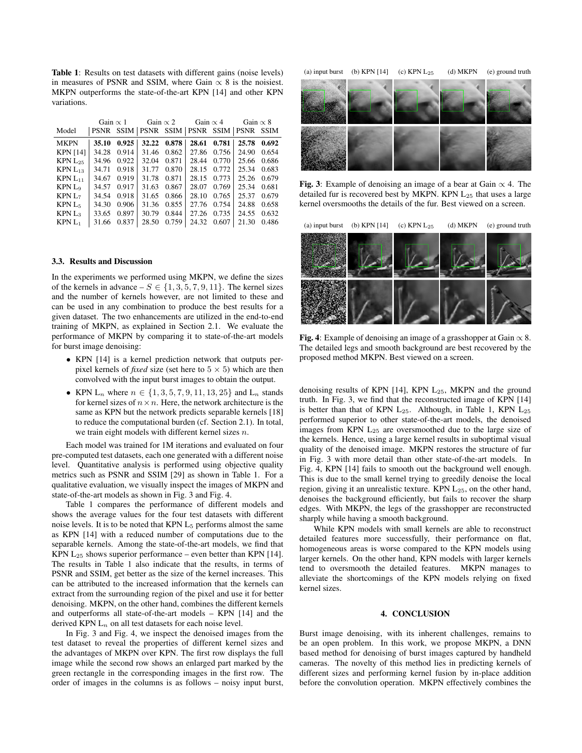**Table 1**: Results on test datasets with different gains (noise levels) in measures of PSNR and SSIM, where Gain $\propto 8$ is the noisiest. MKPN outperforms the state-of-the-art KPN [14] and other KPN variations.

| Model | Gain $\propto 1$ | | Gain $\propto 2$ | | Gain $\propto 4$ | | Gain $\propto 8$ | |
|---|---|---|---|---|---|---|---|---|
| | PSNR | SSIM | PSNR | SSIM | PSNR | SSIM | PSNR | SSIM |
| MKPN | **35.10** | **0.925** | **32.22** | **0.878** | **28.61** | **0.781** | **25.78** | **0.692** |
| KPN [14] | 34.28 | 0.914 | 31.46 | 0.862 | 27.86 | 0.756 | 24.90 | 0.654 |
| KPN $L_{25}$ | 34.96 | 0.922 | 32.04 | 0.871 | 28.44 | 0.770 | 25.66 | 0.686 |
| KPN $L_{13}$ | 34.71 | 0.918 | 31.77 | 0.870 | 28.15 | 0.772 | 25.34 | 0.683 |
| KPN $L_{11}$ | 34.67 | 0.919 | 31.78 | 0.871 | 28.15 | 0.773 | 25.26 | 0.679 |
| KPN $L_9$ | 34.57 | 0.917 | 31.63 | 0.867 | 28.07 | 0.769 | 25.34 | 0.681 |
| KPN $L_7$ | 34.54 | 0.918 | 31.65 | 0.866 | 28.10 | 0.765 | 25.37 | 0.679 |
| KPN $L_5$ | 34.30 | 0.906 | 31.36 | 0.855 | 27.76 | 0.754 | 24.88 | 0.658 |
| KPN $L_3$ | 33.65 | 0.897 | 30.79 | 0.844 | 27.26 | 0.735 | 24.55 | 0.632 |
| KPN $L_1$ | 31.66 | 0.837 | 28.50 | 0.759 | 24.32 | 0.607 | 21.30 | 0.486 |

### 3.3. Results and Discussion

In the experiments we performed using MKPN, we define the sizes of the kernels in advance – $S \in \{1, 3, 5, 7, 9, 11\}$. The kernel sizes and the number of kernels however, are not limited to these and can be used in any combination to produce the best results for a given dataset. The two enhancements are utilized in the end-to-end training of MKPN, as explained in Section 2.1. We evaluate the performance of MKPN by comparing it to state-of-the-art models for burst image denoising:

- KPN [14] is a kernel prediction network that outputs per-pixel kernels of *fixed* size (set here to $5 \times 5$) which are then convolved with the input burst images to obtain the output.
- KPN $L_n$ where $n \in \{1, 3, 5, 7, 9, 11, 13, 25\}$ and $L_n$ stands for kernel sizes of $n \times n$. Here, the network architecture is the same as KPN but the network predicts separable kernels [18] to reduce the computational burden (cf. Section 2.1). In total, we train eight models with different kernel sizes $n$.

Each model was trained for 1M iterations and evaluated on four pre-computed test datasets, each one generated with a different noise level. Quantitative analysis is performed using objective quality metrics such as PSNR and SSIM [29] as shown in Table 1. For a qualitative evaluation, we visually inspect the images of MKPN and state-of-the-art models as shown in Fig. 3 and Fig. 4.

Table 1 compares the performance of different models and shows the average values for the four test datasets with different noise levels. It is to be noted that KPN $L_5$ performs almost the same as KPN [14] with a reduced number of computations due to the separable kernels. Among the state-of-the-art models, we find that KPN $L_{25}$ shows superior performance – even better than KPN [14]. The results in Table 1 also indicate that the results, in terms of PSNR and SSIM, get better as the size of the kernel increases. This can be attributed to the increased information that the kernels can extract from the surrounding region of the pixel and use it for better denoising. MKPN, on the other hand, combines the different kernels and outperforms all state-of-the-art models – KPN [14] and the derived KPN $L_n$ on all test datasets for each noise level.

In Fig. 3 and Fig. 4, we inspect the denoised images from the test dataset to reveal the properties of different kernel sizes and the advantages of MKPN over KPN. The first row displays the full image while the second row shows an enlarged part marked by the green rectangle in the corresponding images in the first row. The order of images in the columns is as follows – noisy input burst, denoising results of KPN [14], KPN $L_{25}$, MKPN and the ground truth. In Fig. 3, we find that the reconstructed image of KPN [14] is better than that of KPN $L_{25}$. Although, in Table 1, KPN $L_{25}$ performed superior to other state-of-the-art models, the denoised images from KPN $L_{25}$ are oversmoothed due to the large size of the kernels. Hence, using a large kernel results in suboptimal visual quality of the denoised image. MKPN restores the structure of fur in Fig. 3 with more detail than other state-of-the-art models. In Fig. 4, KPN [14] fails to smooth out the background well enough. This is due to the small kernel trying to greedily denoise the local region, giving it an unrealistic texture. KPN $L_{25}$, on the other hand, denoises the background efficiently, but fails to recover the sharp edges. With MKPN, the legs of the grasshopper are reconstructed sharply while having a smooth background.

(a) input burst (b) KPN [14] (c) KPN $L_{25}$ (d) MKPN (e) ground truth

**Fig. 3**: Example of denoising an image of a bear at Gain $\propto 4$. The detailed fur is recovered best by MKPN. KPN $L_{25}$ that uses a large kernel oversmooths the details of the fur. Best viewed on a screen.

(a) input burst (b) KPN [14] (c) KPN $L_{25}$ (d) MKPN (e) ground truth

**Fig. 4**: Example of denoising an image of a grasshopper at Gain $\propto 8$. The detailed legs and smooth background are best recovered by the proposed method MKPN. Best viewed on a screen.

While KPN models with small kernels are able to reconstruct detailed features more successfully, their performance on flat, homogeneous areas is worse compared to the KPN models using larger kernels. On the other hand, KPN models with larger kernels tend to oversmooth the detailed features. MKPN manages to alleviate the shortcomings of the KPN models relying on fixed kernel sizes.

## 4. CONCLUSION

Burst image denoising, with its inherent challenges, remains to be an open problem. In this work, we propose MKPN, a DNN based method for denoising of burst images captured by handheld cameras. The novelty of this method lies in predicting kernels of different sizes and performing kernel fusion by in-place addition before the convolution operation. MKPN effectively combines the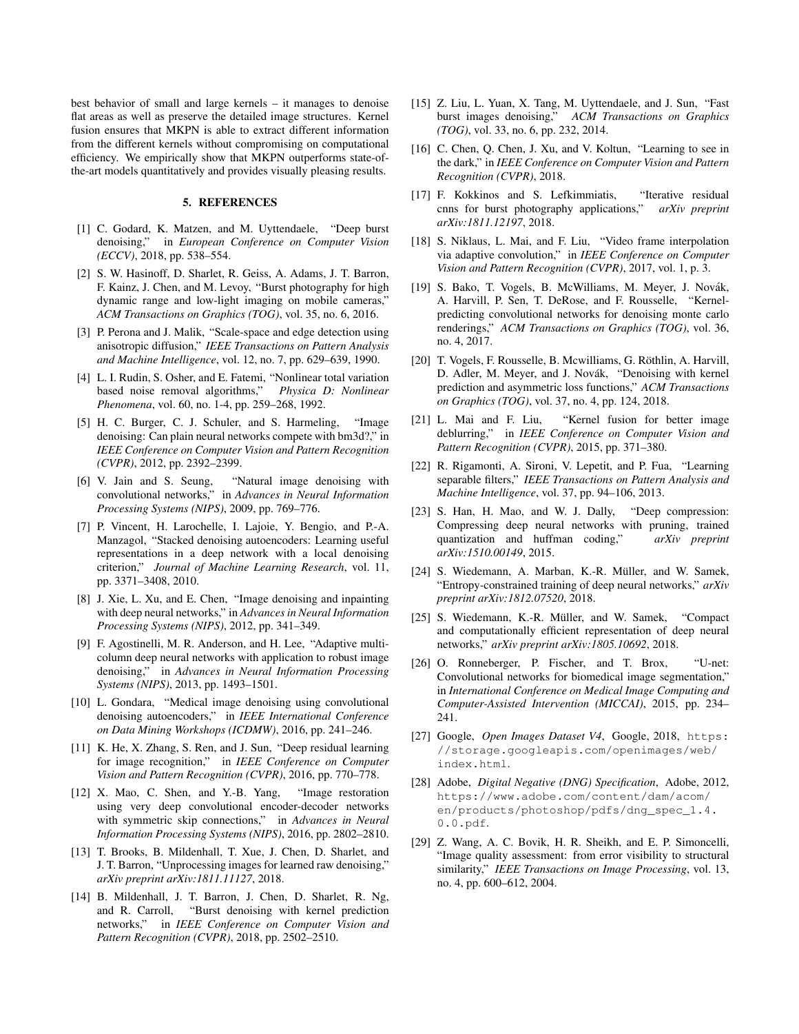best behavior of small and large kernels – it manages to denoise flat areas as well as preserve the detailed image structures. Kernel fusion ensures that MKPN is able to extract different information from the different kernels without compromising on computational efficiency. We empirically show that MKPN outperforms state-of-the-art models quantitatively and provides visually pleasing results.

## 5. REFERENCES

[1] C. Godard, K. Matzen, and M. Uyttendaele, "Deep burst denoising," in *European Conference on Computer Vision (ECCV)*, 2018, pp. 538–554.

[2] S. W. Hasinoff, D. Sharlet, R. Geiss, A. Adams, J. T. Barron, F. Kainz, J. Chen, and M. Levoy, "Burst photography for high dynamic range and low-light imaging on mobile cameras," *ACM Transactions on Graphics (TOG)*, vol. 35, no. 6, 2016.

[3] P. Perona and J. Malik, "Scale-space and edge detection using anisotropic diffusion," *IEEE Transactions on Pattern Analysis and Machine Intelligence*, vol. 12, no. 7, pp. 629–639, 1990.

[4] L. I. Rudin, S. Osher, and E. Fatemi, "Nonlinear total variation based noise removal algorithms," *Physica D: Nonlinear Phenomena*, vol. 60, no. 1-4, pp. 259–268, 1992.

[5] H. C. Burger, C. J. Schuler, and S. Harmeling, "Image denoising: Can plain neural networks compete with bm3d?," in *IEEE Conference on Computer Vision and Pattern Recognition (CVPR)*, 2012, pp. 2392–2399.

[6] V. Jain and S. Seung, "Natural image denoising with convolutional networks," in *Advances in Neural Information Processing Systems (NIPS)*, 2009, pp. 769–776.

[7] P. Vincent, H. Larochelle, I. Lajoie, Y. Bengio, and P.-A. Manzagol, "Stacked denoising autoencoders: Learning useful representations in a deep network with a local denoising criterion," *Journal of Machine Learning Research*, vol. 11, pp. 3371–3408, 2010.

[8] J. Xie, L. Xu, and E. Chen, "Image denoising and inpainting with deep neural networks," in *Advances in Neural Information Processing Systems (NIPS)*, 2012, pp. 341–349.

[9] F. Agostinelli, M. R. Anderson, and H. Lee, "Adaptive multi-column deep neural networks with application to robust image denoising," in *Advances in Neural Information Processing Systems (NIPS)*, 2013, pp. 1493–1501.

[10] L. Gondara, "Medical image denoising using convolutional denoising autoencoders," in *IEEE International Conference on Data Mining Workshops (ICDMW)*, 2016, pp. 241–246.

[11] K. He, X. Zhang, S. Ren, and J. Sun, "Deep residual learning for image recognition," in *IEEE Conference on Computer Vision and Pattern Recognition (CVPR)*, 2016, pp. 770–778.

[12] X. Mao, C. Shen, and Y.-B. Yang, "Image restoration using very deep convolutional encoder-decoder networks with symmetric skip connections," in *Advances in Neural Information Processing Systems (NIPS)*, 2016, pp. 2802–2810.

[13] T. Brooks, B. Mildenhall, T. Xue, J. Chen, D. Sharlet, and J. T. Barron, "Unprocessing images for learned raw denoising," *arXiv preprint arXiv:1811.11127*, 2018.

[14] B. Mildenhall, J. T. Barron, J. Chen, D. Sharlet, R. Ng, and R. Carroll, "Burst denoising with kernel prediction networks," in *IEEE Conference on Computer Vision and Pattern Recognition (CVPR)*, 2018, pp. 2502–2510.

[15] Z. Liu, L. Yuan, X. Tang, M. Uyttendaele, and J. Sun, "Fast burst images denoising," *ACM Transactions on Graphics (TOG)*, vol. 33, no. 6, pp. 232, 2014.

[16] C. Chen, Q. Chen, J. Xu, and V. Koltun, "Learning to see in the dark," in *IEEE Conference on Computer Vision and Pattern Recognition (CVPR)*, 2018.

[17] F. Kokkinos and S. Lefkimmiatis, "Iterative residual cnns for burst photography applications," *arXiv preprint arXiv:1811.12197*, 2018.

[18] S. Niklaus, L. Mai, and F. Liu, "Video frame interpolation via adaptive convolution," in *IEEE Conference on Computer Vision and Pattern Recognition (CVPR)*, 2017, vol. 1, p. 3.

[19] S. Bako, T. Vogels, B. McWilliams, M. Meyer, J. Novák, A. Harvill, P. Sen, T. DeRose, and F. Rousselle, "Kernel-predicting convolutional networks for denoising monte carlo renderings," *ACM Transactions on Graphics (TOG)*, vol. 36, no. 4, 2017.

[20] T. Vogels, F. Rousselle, B. Mcwilliams, G. Röthlin, A. Harvill, D. Adler, M. Meyer, and J. Novák, "Denoising with kernel prediction and asymmetric loss functions," *ACM Transactions on Graphics (TOG)*, vol. 37, no. 4, pp. 124, 2018.

[21] L. Mai and F. Liu, "Kernel fusion for better image deblurring," in *IEEE Conference on Computer Vision and Pattern Recognition (CVPR)*, 2015, pp. 371–380.

[22] R. Rigamonti, A. Sironi, V. Lepetit, and P. Fua, "Learning separable filters," *IEEE Transactions on Pattern Analysis and Machine Intelligence*, vol. 37, pp. 94–106, 2013.

[23] S. Han, H. Mao, and W. J. Dally, "Deep compression: Compressing deep neural networks with pruning, trained quantization and huffman coding," *arXiv preprint arXiv:1510.00149*, 2015.

[24] S. Wiedemann, A. Marban, K.-R. Müller, and W. Samek, "Entropy-constrained training of deep neural networks," *arXiv preprint arXiv:1812.07520*, 2018.

[25] S. Wiedemann, K.-R. Müller, and W. Samek, "Compact and computationally efficient representation of deep neural networks," *arXiv preprint arXiv:1805.10692*, 2018.

[26] O. Ronneberger, P. Fischer, and T. Brox, "U-net: Convolutional networks for biomedical image segmentation," in *International Conference on Medical Image Computing and Computer-Assisted Intervention (MICCAI)*, 2015, pp. 234–241.

[27] Google, *Open Images Dataset V4*, Google, 2018, https://storage.googleapis.com/openimages/web/index.html.

[28] Adobe, *Digital Negative (DNG) Specification*, Adobe, 2012, https://www.adobe.com/content/dam/acom/en/products/photoshop/pdfs/dng_spec_1.4.0.0.pdf.

[29] Z. Wang, A. C. Bovik, H. R. Sheikh, and E. P. Simoncelli, "Image quality assessment: from error visibility to structural similarity," *IEEE Transactions on Image Processing*, vol. 13, no. 4, pp. 600–612, 2004.